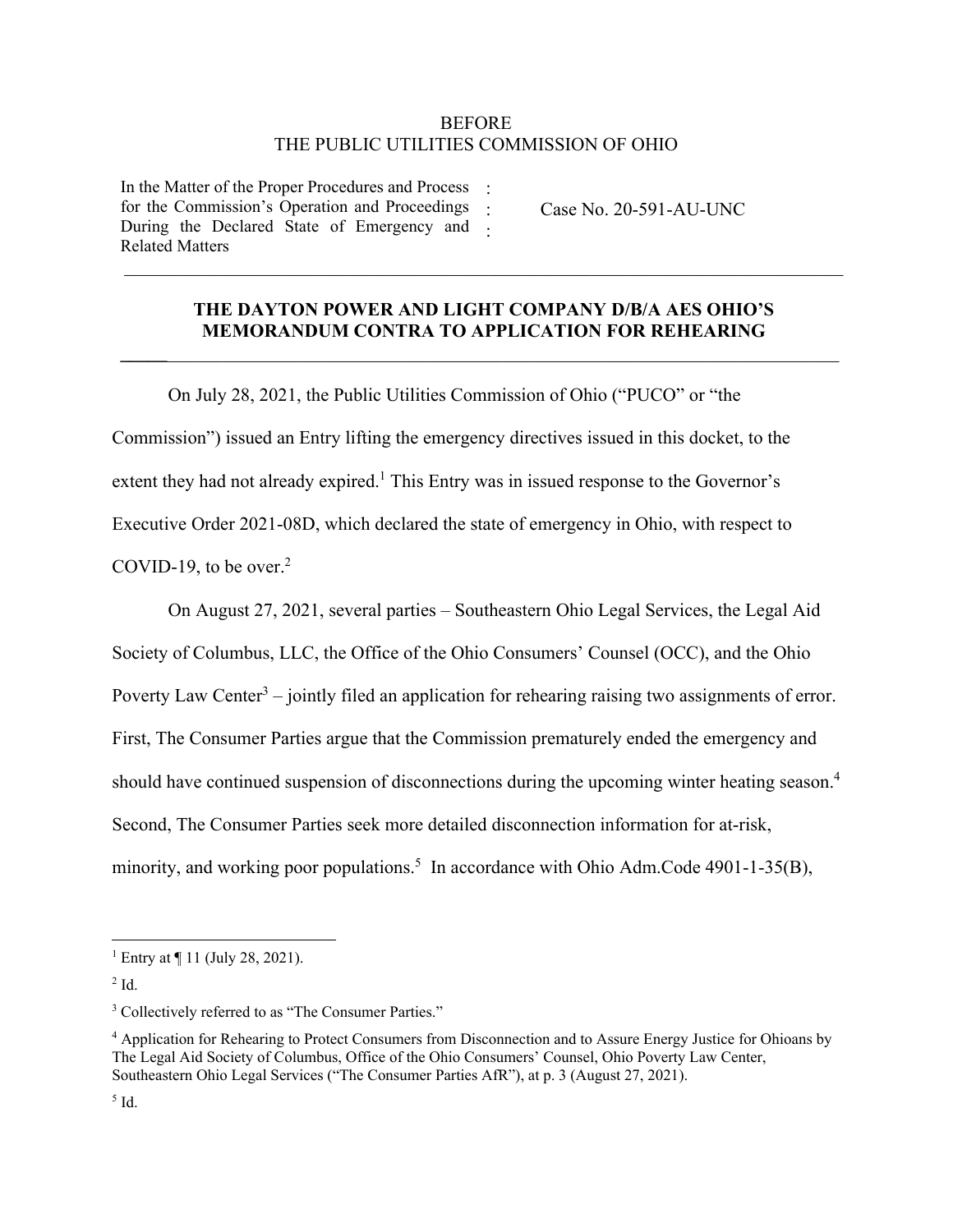BEFORE
THE PUBLIC UTILITIES COMMISSION OF OHIO

| In the Matter of the Proper Procedures and Process for the Commission's Operation and Proceedings During the Declared State of Emergency and Related Matters | : : : | Case No. 20-591-AU-UNC |
|---|---|---|

## THE DAYTON POWER AND LIGHT COMPANY D/B/A AES OHIO'S MEMORANDUM CONTRA TO APPLICATION FOR REHEARING

On July 28, 2021, the Public Utilities Commission of Ohio ("PUCO" or "the Commission") issued an Entry lifting the emergency directives issued in this docket, to the extent they had not already expired.[1] This Entry was in issued response to the Governor's Executive Order 2021-08D, which declared the state of emergency in Ohio, with respect to COVID-19, to be over.[2]

On August 27, 2021, several parties – Southeastern Ohio Legal Services, the Legal Aid Society of Columbus, LLC, the Office of the Ohio Consumers' Counsel (OCC), and the Ohio Poverty Law Center[3] – jointly filed an application for rehearing raising two assignments of error. First, The Consumer Parties argue that the Commission prematurely ended the emergency and should have continued suspension of disconnections during the upcoming winter heating season.[4] Second, The Consumer Parties seek more detailed disconnection information for at-risk, minority, and working poor populations.[5] In accordance with Ohio Adm.Code 4901-1-35(B),

---

[1] Entry at ¶ 11 (July 28, 2021).

[2] Id.

[3] Collectively referred to as "The Consumer Parties."

[4] Application for Rehearing to Protect Consumers from Disconnection and to Assure Energy Justice for Ohioans by The Legal Aid Society of Columbus, Office of the Ohio Consumers' Counsel, Ohio Poverty Law Center, Southeastern Ohio Legal Services ("The Consumer Parties AfR"), at p. 3 (August 27, 2021).

[5] Id.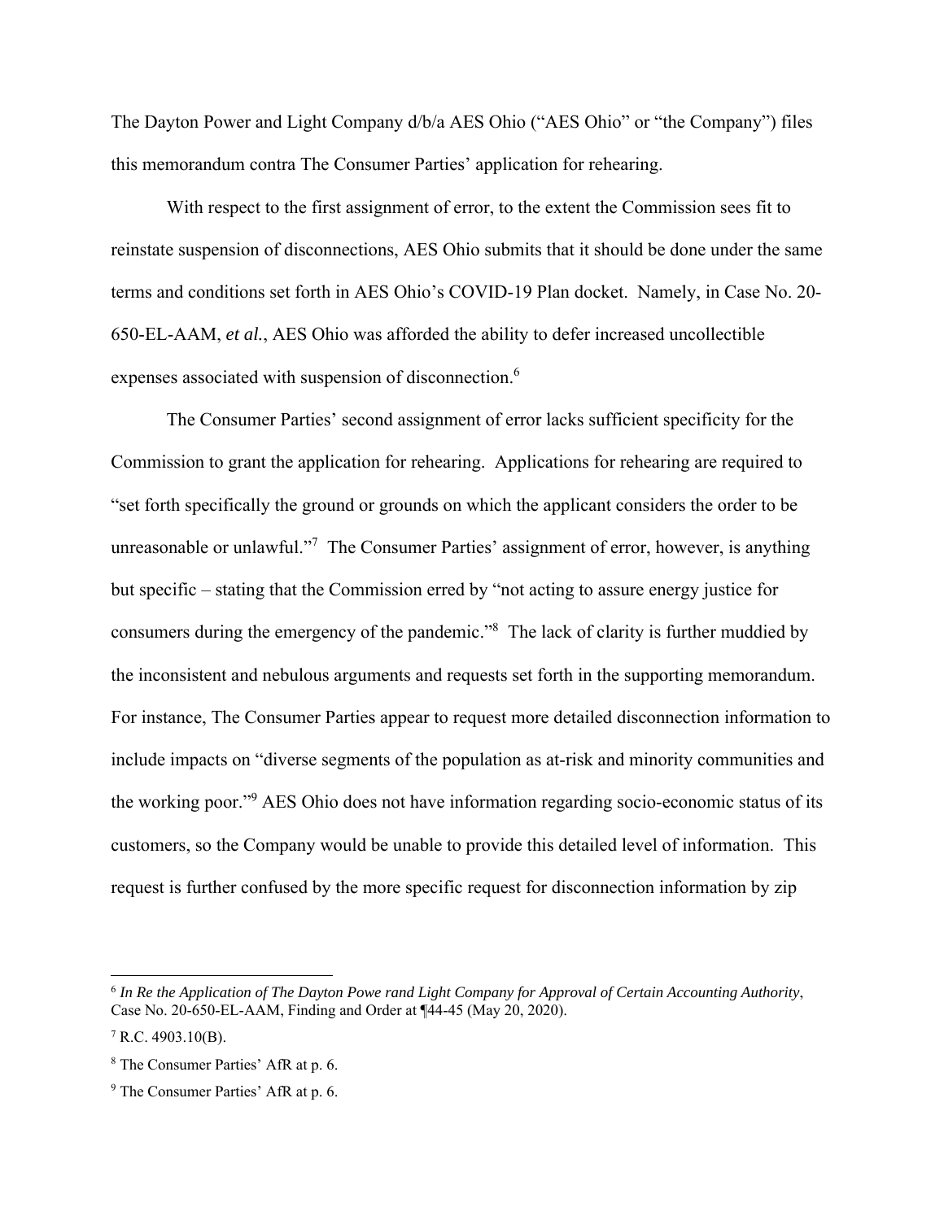The Dayton Power and Light Company d/b/a AES Ohio ("AES Ohio" or "the Company") files this memorandum contra The Consumer Parties' application for rehearing.

With respect to the first assignment of error, to the extent the Commission sees fit to reinstate suspension of disconnections, AES Ohio submits that it should be done under the same terms and conditions set forth in AES Ohio's COVID-19 Plan docket. Namely, in Case No. 20-650-EL-AAM, *et al.*, AES Ohio was afforded the ability to defer increased uncollectible expenses associated with suspension of disconnection.[6]

The Consumer Parties' second assignment of error lacks sufficient specificity for the Commission to grant the application for rehearing. Applications for rehearing are required to "set forth specifically the ground or grounds on which the applicant considers the order to be unreasonable or unlawful."[7] The Consumer Parties' assignment of error, however, is anything but specific – stating that the Commission erred by "not acting to assure energy justice for consumers during the emergency of the pandemic."[8] The lack of clarity is further muddied by the inconsistent and nebulous arguments and requests set forth in the supporting memorandum. For instance, The Consumer Parties appear to request more detailed disconnection information to include impacts on "diverse segments of the population as at-risk and minority communities and the working poor."[9] AES Ohio does not have information regarding socio-economic status of its customers, so the Company would be unable to provide this detailed level of information. This request is further confused by the more specific request for disconnection information by zip

---

[6] *In Re the Application of The Dayton Powe rand Light Company for Approval of Certain Accounting Authority*, Case No. 20-650-EL-AAM, Finding and Order at ¶44-45 (May 20, 2020).

[7] R.C. 4903.10(B).

[8] The Consumer Parties' AfR at p. 6.

[9] The Consumer Parties' AfR at p. 6.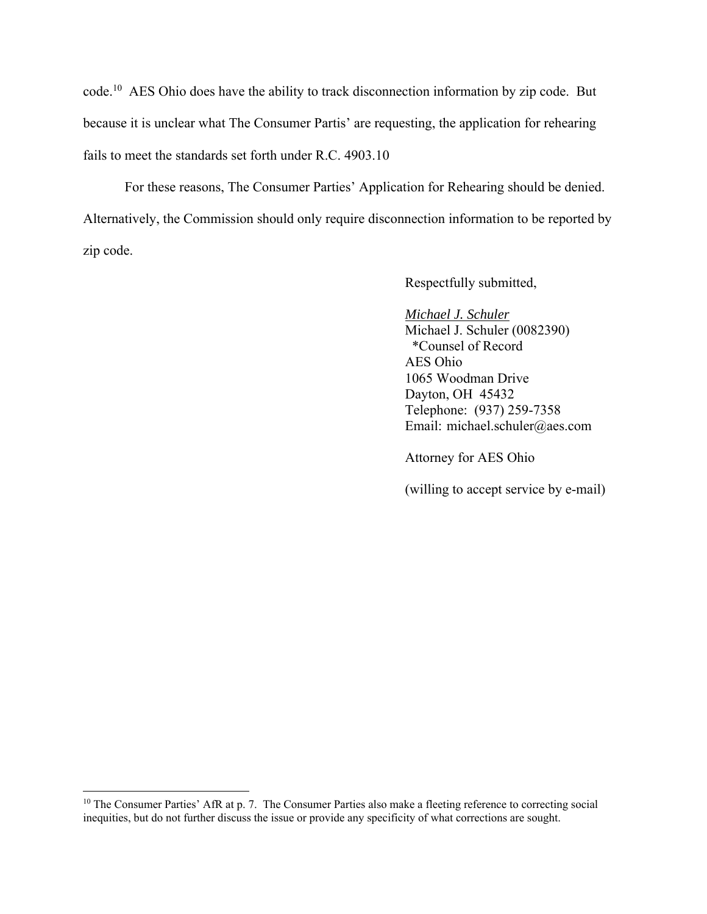code.[10] AES Ohio does have the ability to track disconnection information by zip code. But because it is unclear what The Consumer Partis' are requesting, the application for rehearing fails to meet the standards set forth under R.C. 4903.10

For these reasons, The Consumer Parties' Application for Rehearing should be denied. Alternatively, the Commission should only require disconnection information to be reported by zip code.

Respectfully submitted,

*Michael J. Schuler*
Michael J. Schuler (0082390)
\*Counsel of Record
AES Ohio
1065 Woodman Drive
Dayton, OH 45432
Telephone: (937) 259-7358
Email: michael.schuler@aes.com

Attorney for AES Ohio

(willing to accept service by e-mail)

---

[10] The Consumer Parties' AfR at p. 7. The Consumer Parties also make a fleeting reference to correcting social inequities, but do not further discuss the issue or provide any specificity of what corrections are sought.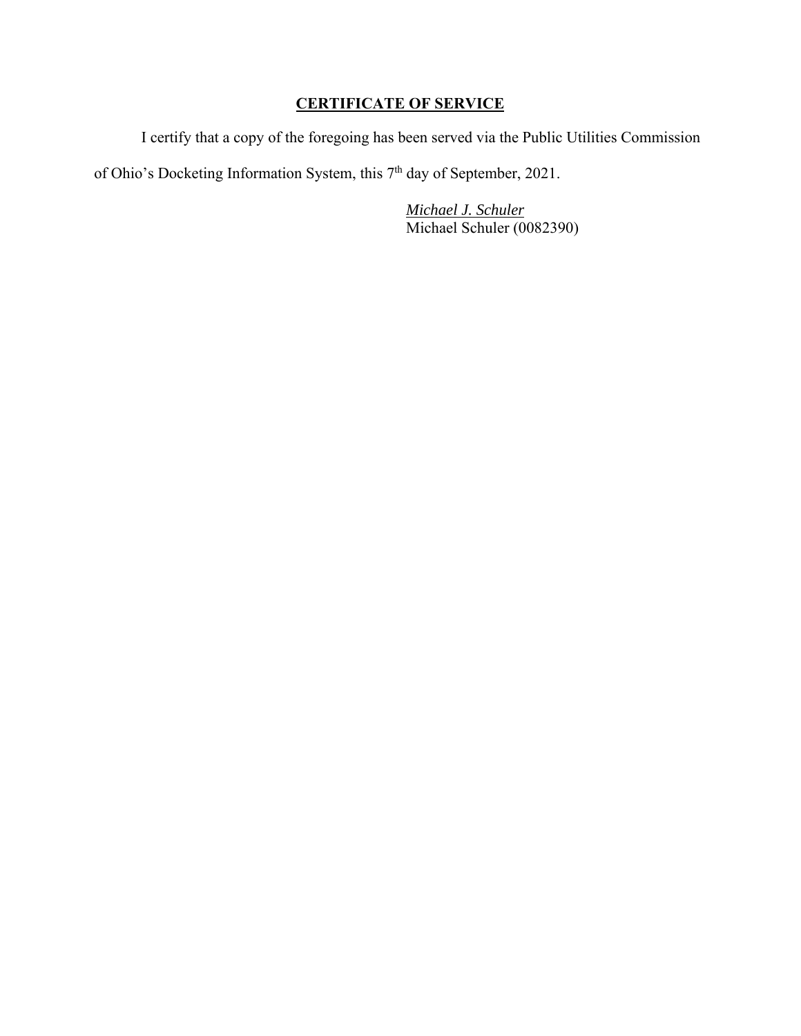## **CERTIFICATE OF SERVICE**

I certify that a copy of the foregoing has been served via the Public Utilities Commission of Ohio's Docketing Information System, this 7th day of September, 2021.

*Michael J. Schuler*
Michael Schuler (0082390)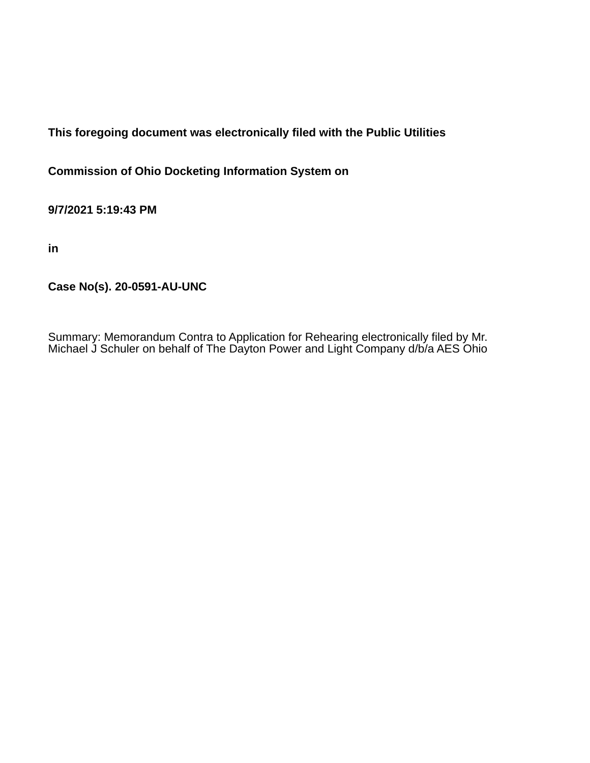**This foregoing document was electronically filed with the Public Utilities**

**Commission of Ohio Docketing Information System on**

**9/7/2021 5:19:43 PM**

**in**

**Case No(s). 20-0591-AU-UNC**

Summary: Memorandum Contra to Application for Rehearing electronically filed by Mr. Michael J Schuler on behalf of The Dayton Power and Light Company d/b/a AES Ohio